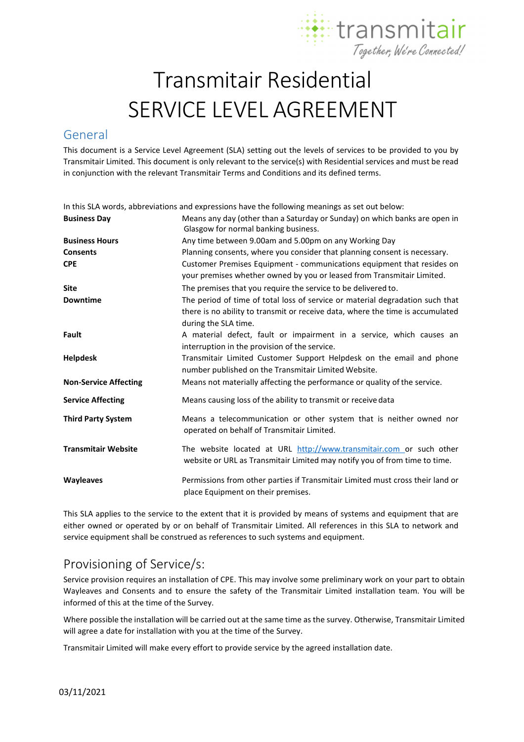transmitair

*Together, We're Connected!*

# Transmitair Residential SERVICE LEVEL AGREEMENT

## General

This document is a Service Level Agreement (SLA) setting out the levels of services to be provided to you by Transmitair Limited. This document is only relevant to the service(s) with Residential services and must be read in conjunction with the relevant Transmitair Terms and Conditions and its defined terms.

In this SLA words, abbreviations and expressions have the following meanings as set out below:

| | |
|---|---|
| **Business Day** | Means any day (other than a Saturday or Sunday) on which banks are open in Glasgow for normal banking business. |
| **Business Hours** | Any time between 9.00am and 5.00pm on any Working Day |
| **Consents** | Planning consents, where you consider that planning consent is necessary. |
| **CPE** | Customer Premises Equipment - communications equipment that resides on your premises whether owned by you or leased from Transmitair Limited. |
| **Site** | The premises that you require the service to be delivered to. |
| **Downtime** | The period of time of total loss of service or material degradation such that there is no ability to transmit or receive data, where the time is accumulated during the SLA time. |
| **Fault** | A material defect, fault or impairment in a service, which causes an interruption in the provision of the service. |
| **Helpdesk** | Transmitair Limited Customer Support Helpdesk on the email and phone number published on the Transmitair Limited Website. |
| **Non-Service Affecting** | Means not materially affecting the performance or quality of the service. |
| **Service Affecting** | Means causing loss of the ability to transmit or receive data |
| **Third Party System** | Means a telecommunication or other system that is neither owned nor operated on behalf of Transmitair Limited. |
| **Transmitair Website** | The website located at URL http://www.transmitair.com or such other website or URL as Transmitair Limited may notify you of from time to time. |
| **Wayleaves** | Permissions from other parties if Transmitair Limited must cross their land or place Equipment on their premises. |

This SLA applies to the service to the extent that it is provided by means of systems and equipment that are either owned or operated by or on behalf of Transmitair Limited. All references in this SLA to network and service equipment shall be construed as references to such systems and equipment.

## Provisioning of Service/s:

Service provision requires an installation of CPE. This may involve some preliminary work on your part to obtain Wayleaves and Consents and to ensure the safety of the Transmitair Limited installation team. You will be informed of this at the time of the Survey.

Where possible the installation will be carried out at the same time as the survey. Otherwise, Transmitair Limited will agree a date for installation with you at the time of the Survey.

Transmitair Limited will make every effort to provide service by the agreed installation date.

03/11/2021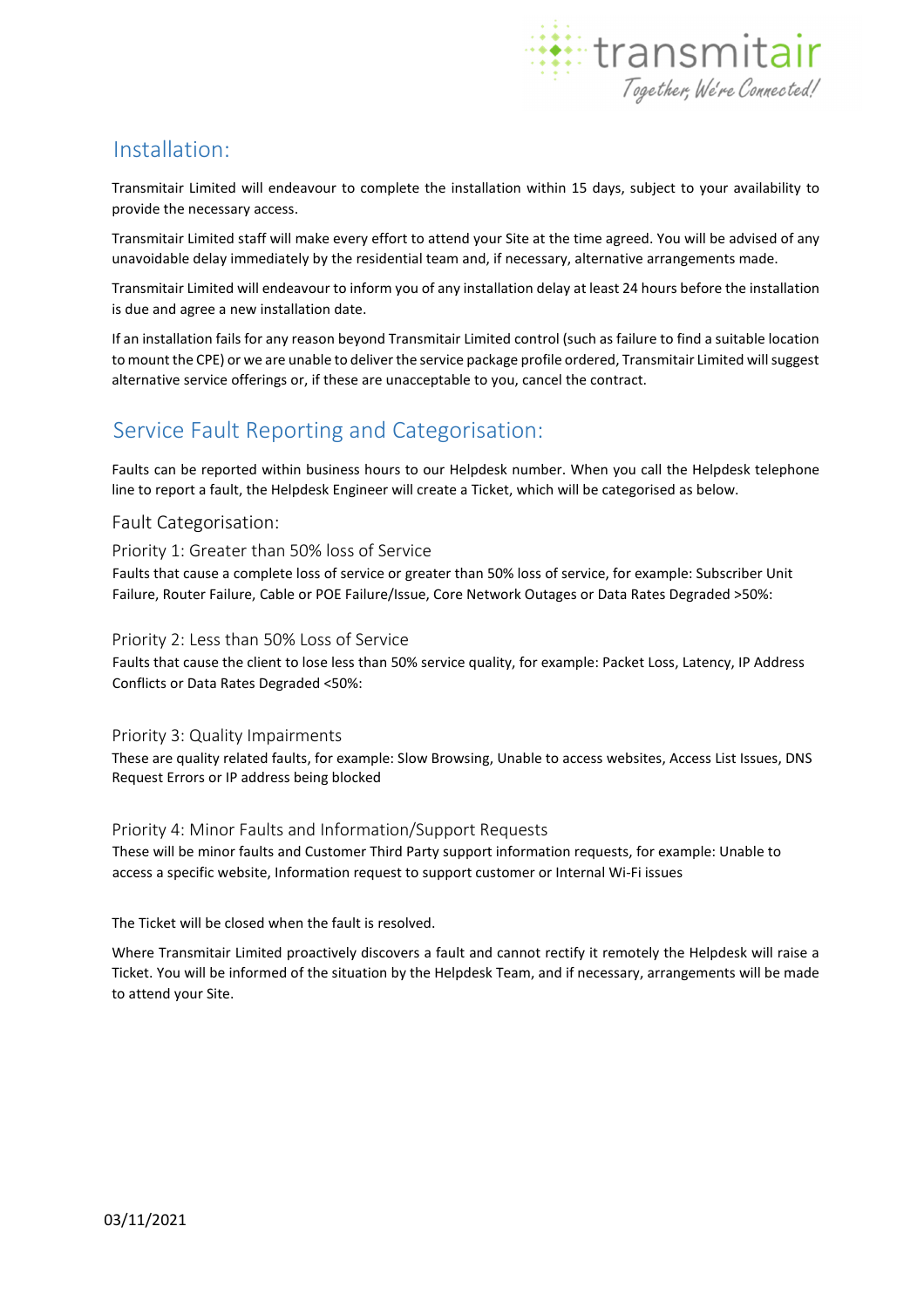## Installation:

Transmitair Limited will endeavour to complete the installation within 15 days, subject to your availability to provide the necessary access.

Transmitair Limited staff will make every effort to attend your Site at the time agreed. You will be advised of any unavoidable delay immediately by the residential team and, if necessary, alternative arrangements made.

Transmitair Limited will endeavour to inform you of any installation delay at least 24 hours before the installation is due and agree a new installation date.

If an installation fails for any reason beyond Transmitair Limited control (such as failure to find a suitable location to mount the CPE) or we are unable to deliver the service package profile ordered, Transmitair Limited will suggest alternative service offerings or, if these are unacceptable to you, cancel the contract.

## Service Fault Reporting and Categorisation:

Faults can be reported within business hours to our Helpdesk number. When you call the Helpdesk telephone line to report a fault, the Helpdesk Engineer will create a Ticket, which will be categorised as below.

### Fault Categorisation:

#### Priority 1: Greater than 50% loss of Service

Faults that cause a complete loss of service or greater than 50% loss of service, for example: Subscriber Unit Failure, Router Failure, Cable or POE Failure/Issue, Core Network Outages or Data Rates Degraded >50%:

#### Priority 2: Less than 50% Loss of Service

Faults that cause the client to lose less than 50% service quality, for example: Packet Loss, Latency, IP Address Conflicts or Data Rates Degraded <50%:

#### Priority 3: Quality Impairments

These are quality related faults, for example: Slow Browsing, Unable to access websites, Access List Issues, DNS Request Errors or IP address being blocked

#### Priority 4: Minor Faults and Information/Support Requests

These will be minor faults and Customer Third Party support information requests, for example: Unable to access a specific website, Information request to support customer or Internal Wi-Fi issues

The Ticket will be closed when the fault is resolved.

Where Transmitair Limited proactively discovers a fault and cannot rectify it remotely the Helpdesk will raise a Ticket. You will be informed of the situation by the Helpdesk Team, and if necessary, arrangements will be made to attend your Site.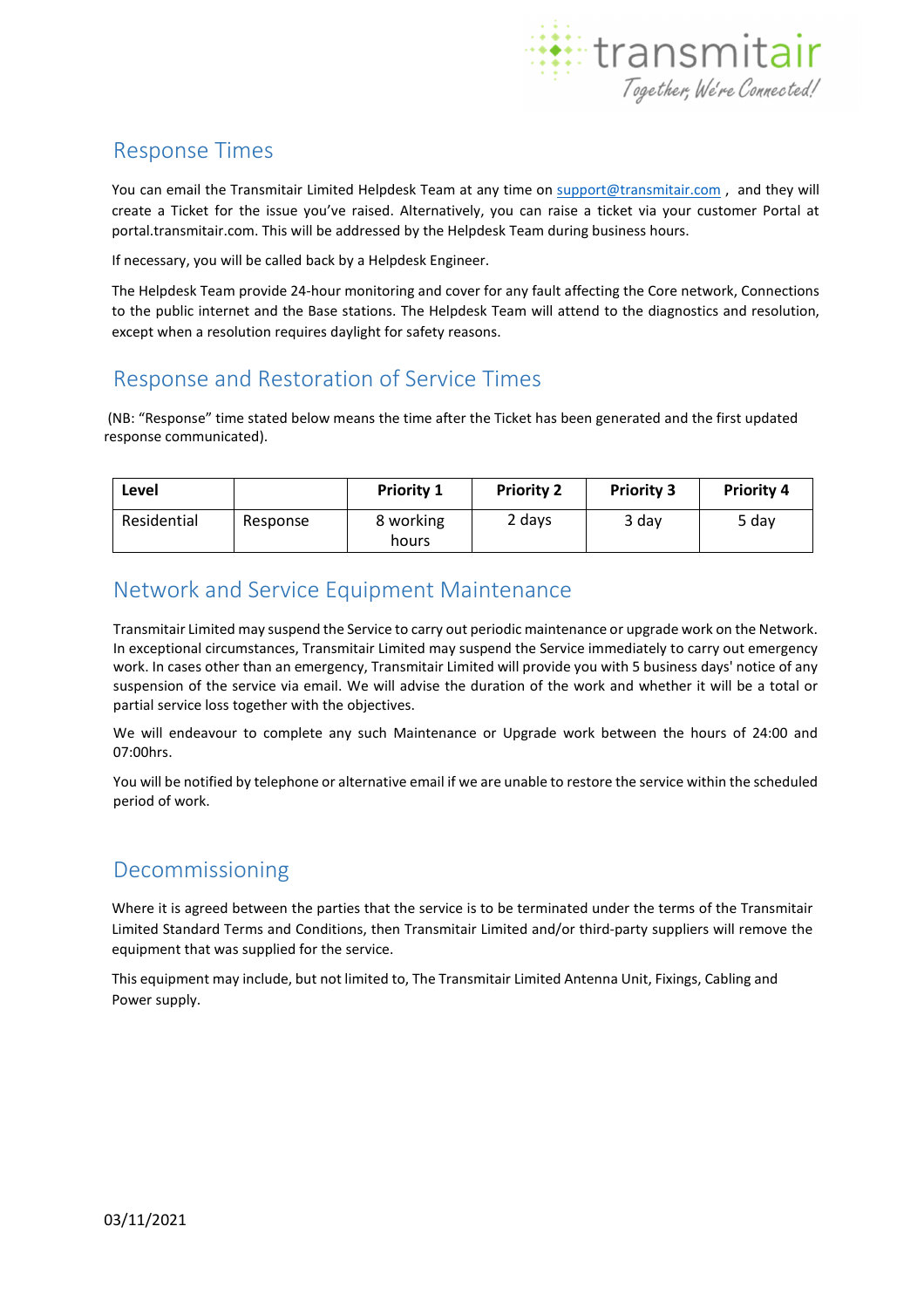## Response Times

You can email the Transmitair Limited Helpdesk Team at any time on support@transmitair.com , and they will create a Ticket for the issue you've raised. Alternatively, you can raise a ticket via your customer Portal at portal.transmitair.com. This will be addressed by the Helpdesk Team during business hours.

If necessary, you will be called back by a Helpdesk Engineer.

The Helpdesk Team provide 24-hour monitoring and cover for any fault affecting the Core network, Connections to the public internet and the Base stations. The Helpdesk Team will attend to the diagnostics and resolution, except when a resolution requires daylight for safety reasons.

## Response and Restoration of Service Times

(NB: "Response" time stated below means the time after the Ticket has been generated and the first updated response communicated).

| Level | | Priority 1 | Priority 2 | Priority 3 | Priority 4 |
|---|---|---|---|---|---|
| Residential | Response | 8 working hours | 2 days | 3 day | 5 day |

## Network and Service Equipment Maintenance

Transmitair Limited may suspend the Service to carry out periodic maintenance or upgrade work on the Network. In exceptional circumstances, Transmitair Limited may suspend the Service immediately to carry out emergency work. In cases other than an emergency, Transmitair Limited will provide you with 5 business days' notice of any suspension of the service via email. We will advise the duration of the work and whether it will be a total or partial service loss together with the objectives.

We will endeavour to complete any such Maintenance or Upgrade work between the hours of 24:00 and 07:00hrs.

You will be notified by telephone or alternative email if we are unable to restore the service within the scheduled period of work.

## Decommissioning

Where it is agreed between the parties that the service is to be terminated under the terms of the Transmitair Limited Standard Terms and Conditions, then Transmitair Limited and/or third-party suppliers will remove the equipment that was supplied for the service.

This equipment may include, but not limited to, The Transmitair Limited Antenna Unit, Fixings, Cabling and Power supply.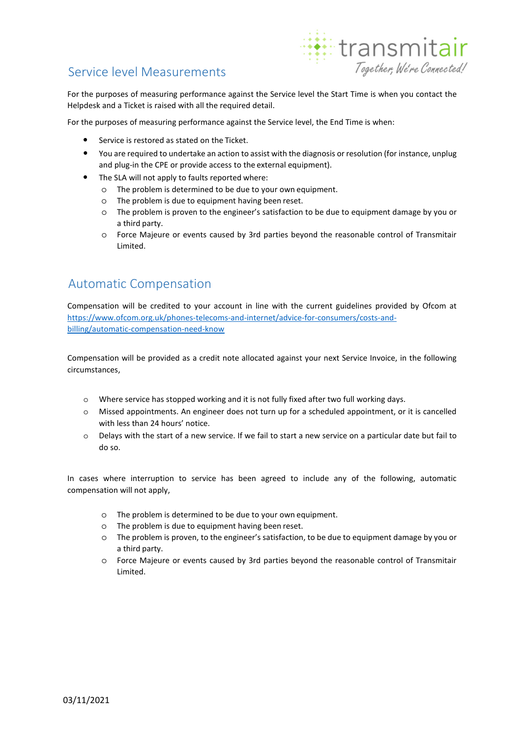## Service level Measurements

For the purposes of measuring performance against the Service level the Start Time is when you contact the Helpdesk and a Ticket is raised with all the required detail.

For the purposes of measuring performance against the Service level, the End Time is when:

- Service is restored as stated on the Ticket.
- You are required to undertake an action to assist with the diagnosis or resolution (for instance, unplug and plug-in the CPE or provide access to the external equipment).
- The SLA will not apply to faults reported where:
  - The problem is determined to be due to your own equipment.
  - The problem is due to equipment having been reset.
  - The problem is proven to the engineer's satisfaction to be due to equipment damage by you or a third party.
  - Force Majeure or events caused by 3rd parties beyond the reasonable control of Transmitair Limited.

## Automatic Compensation

Compensation will be credited to your account in line with the current guidelines provided by Ofcom at https://www.ofcom.org.uk/phones-telecoms-and-internet/advice-for-consumers/costs-and-billing/automatic-compensation-need-know

Compensation will be provided as a credit note allocated against your next Service Invoice, in the following circumstances,

- Where service has stopped working and it is not fully fixed after two full working days.
- Missed appointments. An engineer does not turn up for a scheduled appointment, or it is cancelled with less than 24 hours' notice.
- Delays with the start of a new service. If we fail to start a new service on a particular date but fail to do so.

In cases where interruption to service has been agreed to include any of the following, automatic compensation will not apply,

- The problem is determined to be due to your own equipment.
- The problem is due to equipment having been reset.
- The problem is proven, to the engineer's satisfaction, to be due to equipment damage by you or a third party.
- Force Majeure or events caused by 3rd parties beyond the reasonable control of Transmitair Limited.